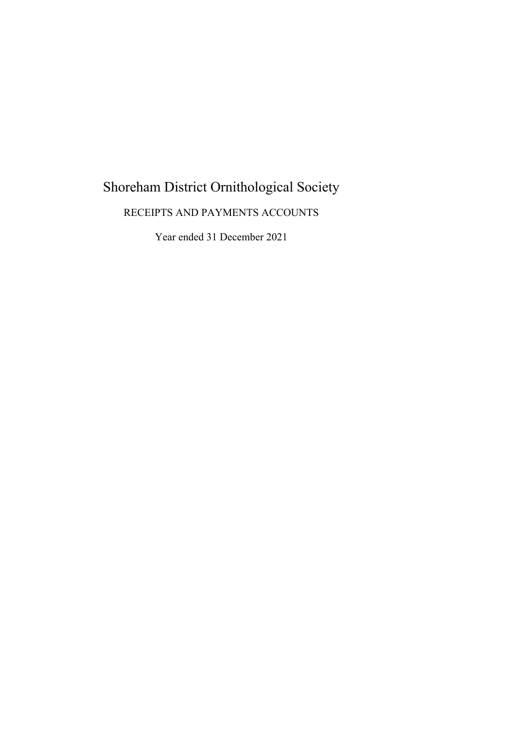# Shoreham District Ornithological Society

RECEIPTS AND PAYMENTS ACCOUNTS

Year ended 31 December 2021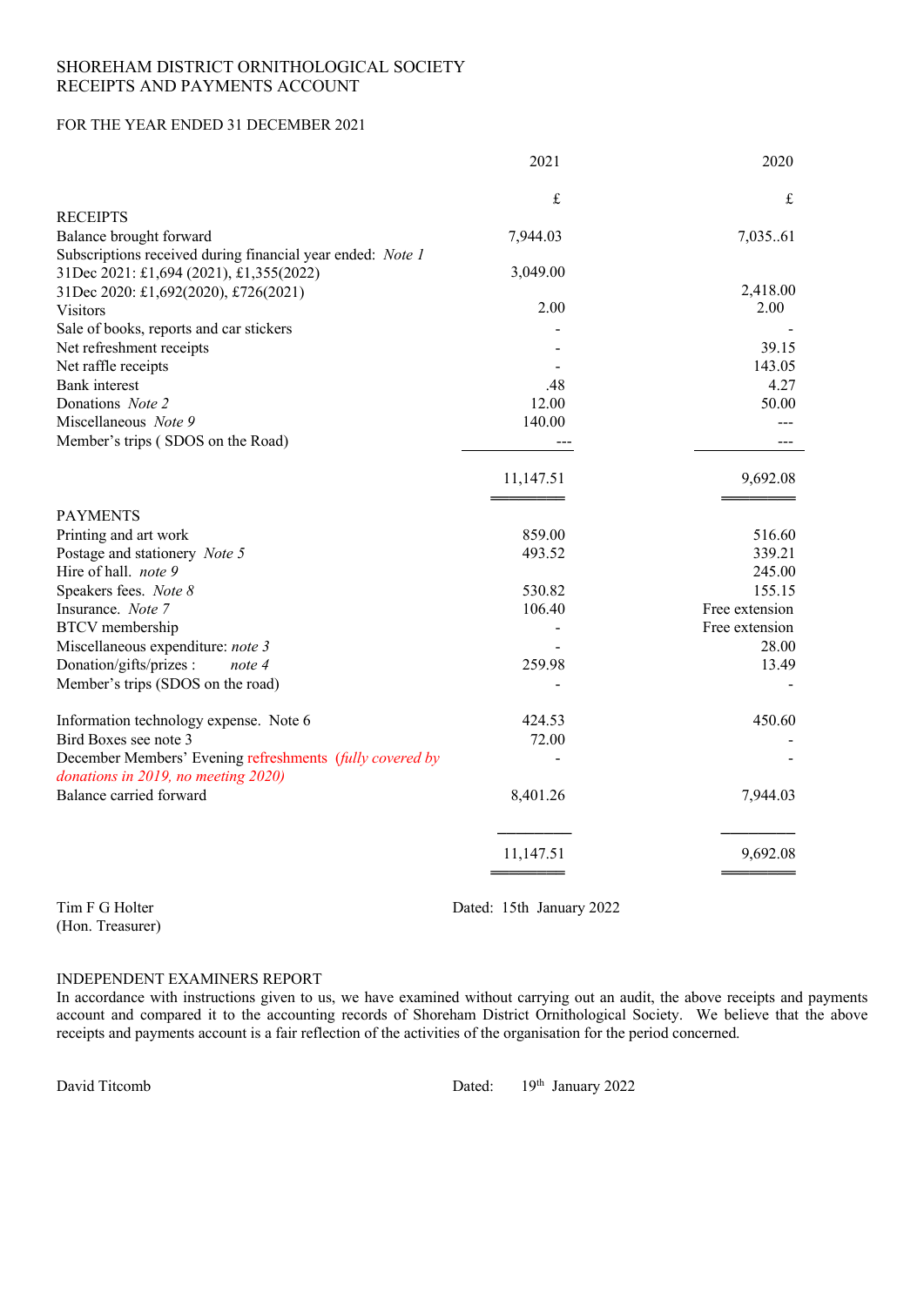SHOREHAM DISTRICT ORNITHOLOGICAL SOCIETY
RECEIPTS AND PAYMENTS ACCOUNT

FOR THE YEAR ENDED 31 DECEMBER 2021

| | 2021 | 2020 |
|---|---|---|
| | £ | £ |
| **RECEIPTS** | | |
| Balance brought forward | 7,944.03 | 7,035..61 |
| Subscriptions received during financial year ended: *Note 1* | | |
| 31Dec 2021: £1,694 (2021), £1,355(2022) | 3,049.00 | |
| 31Dec 2020: £1,692(2020), £726(2021) | | 2,418.00 |
| Visitors | 2.00 | 2.00 |
| Sale of books, reports and car stickers | - | - |
| Net refreshment receipts | - | 39.15 |
| Net raffle receipts | - | 143.05 |
| Bank interest | .48 | 4.27 |
| Donations *Note 2* | 12.00 | 50.00 |
| Miscellaneous *Note 9* | 140.00 | --- |
| Member's trips ( SDOS on the Road) | --- | --- |
| | 11,147.51 | 9,692.08 |
| **PAYMENTS** | | |
| Printing and art work | 859.00 | 516.60 |
| Postage and stationery *Note 5* | 493.52 | 339.21 |
| Hire of hall. *note 9* | | 245.00 |
| Speakers fees. *Note 8* | 530.82 | 155.15 |
| Insurance. *Note 7* | 106.40 | Free extension |
| BTCV membership | - | Free extension |
| Miscellaneous expenditure: *note 3* | - | 28.00 |
| Donation/gifts/prizes : *note 4* | 259.98 | 13.49 |
| Member's trips (SDOS on the road) | - | - |
| Information technology expense. Note 6 | 424.53 | 450.60 |
| Bird Boxes see note 3 | 72.00 | - |
| December Members' Evening refreshments (*fully covered by donations in 2019, no meeting 2020)* | - | - |
| Balance carried forward | 8,401.26 | 7,944.03 |
| | 11,147.51 | 9,692.08 |

Tim F G Holter
(Hon. Treasurer)

Dated: 15th January 2022

INDEPENDENT EXAMINERS REPORT

In accordance with instructions given to us, we have examined without carrying out an audit, the above receipts and payments account and compared it to the accounting records of Shoreham District Ornithological Society. We believe that the above receipts and payments account is a fair reflection of the activities of the organisation for the period concerned.

David Titcomb

Dated: 19th January 2022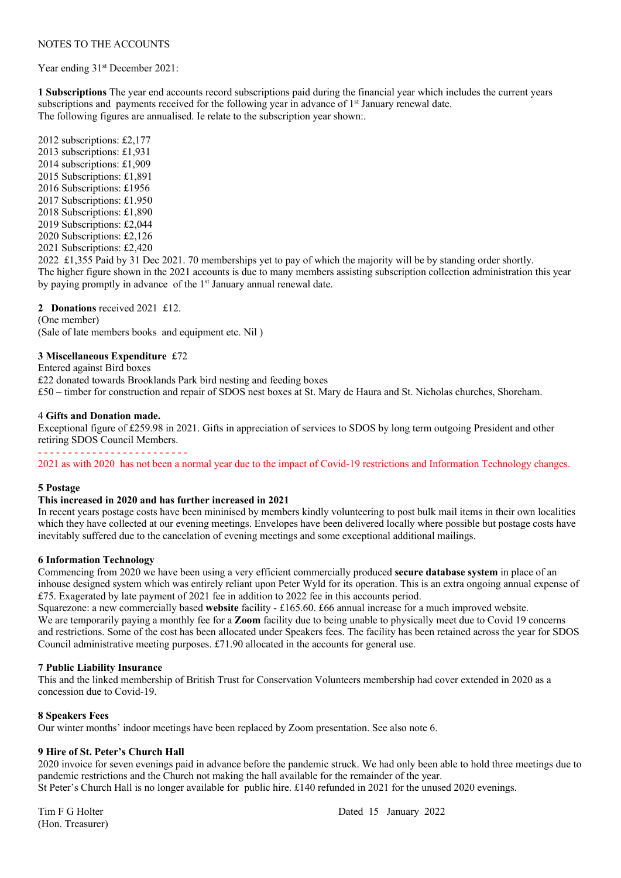NOTES TO THE ACCOUNTS

Year ending 31st December 2021:

**1 Subscriptions** The year end accounts record subscriptions paid during the financial year which includes the current years subscriptions and payments received for the following year in advance of 1st January renewal date.
The following figures are annualised. Ie relate to the subscription year shown:.

2012 subscriptions: £2,177
2013 subscriptions: £1,931
2014 subscriptions: £1,909
2015 Subscriptions: £1,891
2016 Subscriptions: £1956
2017 Subscriptions: £1.950
2018 Subscriptions: £1,890
2019 Subscriptions: £2,044
2020 Subscriptions: £2,126
2021 Subscriptions: £2,420
2022 £1,355 Paid by 31 Dec 2021. 70 memberships yet to pay of which the majority will be by standing order shortly.
The higher figure shown in the 2021 accounts is due to many members assisting subscription collection administration this year by paying promptly in advance of the 1st January annual renewal date.

**2 Donations** received 2021 £12.
(One member)
(Sale of late members books and equipment etc. Nil )

**3 Miscellaneous Expenditure** £72
Entered against Bird boxes
£22 donated towards Brooklands Park bird nesting and feeding boxes
£50 – timber for construction and repair of SDOS nest boxes at St. Mary de Haura and St. Nicholas churches, Shoreham.

4 **Gifts and Donation made.**
Exceptional figure of £259.98 in 2021. Gifts in appreciation of services to SDOS by long term outgoing President and other retiring SDOS Council Members.

- - - - - - - - - - - - - - - - - - - - - - - - -

2021 as with 2020 has not been a normal year due to the impact of Covid-19 restrictions and Information Technology changes.

**5 Postage**

**This increased in 2020 and has further increased in 2021**
In recent years postage costs have been mininised by members kindly volunteering to post bulk mail items in their own localities which they have collected at our evening meetings. Envelopes have been delivered locally where possible but postage costs have inevitably suffered due to the cancelation of evening meetings and some exceptional additional mailings.

**6 Information Technology**
Commencing from 2020 we have been using a very efficient commercially produced **secure database system** in place of an inhouse designed system which was entirely reliant upon Peter Wyld for its operation. This is an extra ongoing annual expense of £75. Exagerated by late payment of 2021 fee in addition to 2022 fee in this accounts period.
Squarezone: a new commercially based **website** facility - £165.60. £66 annual increase for a much improved website.
We are temporarily paying a monthly fee for a **Zoom** facility due to being unable to physically meet due to Covid 19 concerns and restrictions. Some of the cost has been allocated under Speakers fees. The facility has been retained across the year for SDOS Council administrative meeting purposes. £71.90 allocated in the accounts for general use.

**7 Public Liability Insurance**
This and the linked membership of British Trust for Conservation Volunteers membership had cover extended in 2020 as a concession due to Covid-19.

**8 Speakers Fees**
Our winter months' indoor meetings have been replaced by Zoom presentation. See also note 6.

**9 Hire of St. Peter's Church Hall**
2020 invoice for seven evenings paid in advance before the pandemic struck. We had only been able to hold three meetings due to pandemic restrictions and the Church not making the hall available for the remainder of the year.
St Peter's Church Hall is no longer available for public hire. £140 refunded in 2021 for the unused 2020 evenings.

Tim F G Holter
(Hon. Treasurer)

Dated 15 January 2022